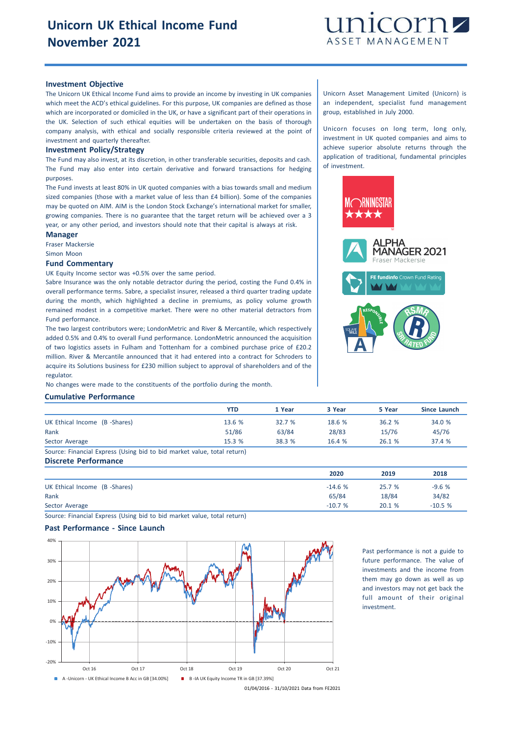# Unicorn UK Ethical Income Fund
# November 2021

unicorn ASSET MANAGEMENT

## Investment Objective

The Unicorn UK Ethical Income Fund aims to provide an income by investing in UK companies which meet the ACD's ethical guidelines. For this purpose, UK companies are defined as those which are incorporated or domiciled in the UK, or have a significant part of their operations in the UK. Selection of such ethical equities will be undertaken on the basis of thorough company analysis, with ethical and socially responsible criteria reviewed at the point of investment and quarterly thereafter.

## Investment Policy/Strategy

The Fund may also invest, at its discretion, in other transferable securities, deposits and cash. The Fund may also enter into certain derivative and forward transactions for hedging purposes.

The Fund invests at least 80% in UK quoted companies with a bias towards small and medium sized companies (those with a market value of less than £4 billion). Some of the companies may be quoted on AIM. AIM is the London Stock Exchange's international market for smaller, growing companies. There is no guarantee that the target return will be achieved over a 3 year, or any other period, and investors should note that their capital is always at risk.

## Manager

Fraser Mackersie

Simon Moon

## Fund Commentary

UK Equity Income sector was +0.5% over the same period.

Sabre Insurance was the only notable detractor during the period, costing the Fund 0.4% in overall performance terms. Sabre, a specialist insurer, released a third quarter trading update during the month, which highlighted a decline in premiums, as policy volume growth remained modest in a competitive market. There were no other material detractors from Fund performance.

The two largest contributors were; LondonMetric and River & Mercantile, which respectively added 0.5% and 0.4% to overall Fund performance. LondonMetric announced the acquisition of two logistics assets in Fulham and Tottenham for a combined purchase price of £20.2 million. River & Mercantile announced that it had entered into a contract for Schroders to acquire its Solutions business for £230 million subject to approval of shareholders and of the regulator.

No changes were made to the constituents of the portfolio during the month.

Unicorn Asset Management Limited (Unicorn) is an independent, specialist fund management group, established in July 2000.

Unicorn focuses on long term, long only, investment in UK quoted companies and aims to achieve superior absolute returns through the application of traditional, fundamental principles of investment.

MORNINGSTAR ★★★★

ALPHA MANAGER 2021 Fraser Mackersie

FE fundinfo Crown Fund Rating

## Cumulative Performance

| | YTD | 1 Year | 3 Year | 5 Year | Since Launch |
|---|---|---|---|---|---|
| UK Ethical Income (B -Shares) | 13.6 % | 32.7 % | 18.6 % | 36.2 % | 34.0 % |
| Rank | 51/86 | 63/84 | 28/83 | 15/76 | 45/76 |
| Sector Average | 15.3 % | 38.3 % | 16.4 % | 26.1 % | 37.4 % |

Source: Financial Express (Using bid to bid market value, total return)

## Discrete Performance

| | 2020 | 2019 | 2018 |
|---|---|---|---|
| UK Ethical Income (B -Shares) | -14.6 % | 25.7 % | -9.6 % |
| Rank | 65/84 | 18/84 | 34/82 |
| Sector Average | -10.7 % | 20.1 % | -10.5 % |

Source: Financial Express (Using bid to bid market value, total return)

## Past Performance - Since Launch

A -Unicorn - UK Ethical Income B Acc in GB [34.00%]    B -IA UK Equity Income TR in GB [37.39%]

01/04/2016 - 31/10/2021 Data from FE2021

Past performance is not a guide to future performance. The value of investments and the income from them may go down as well as up and investors may not get back the full amount of their original investment.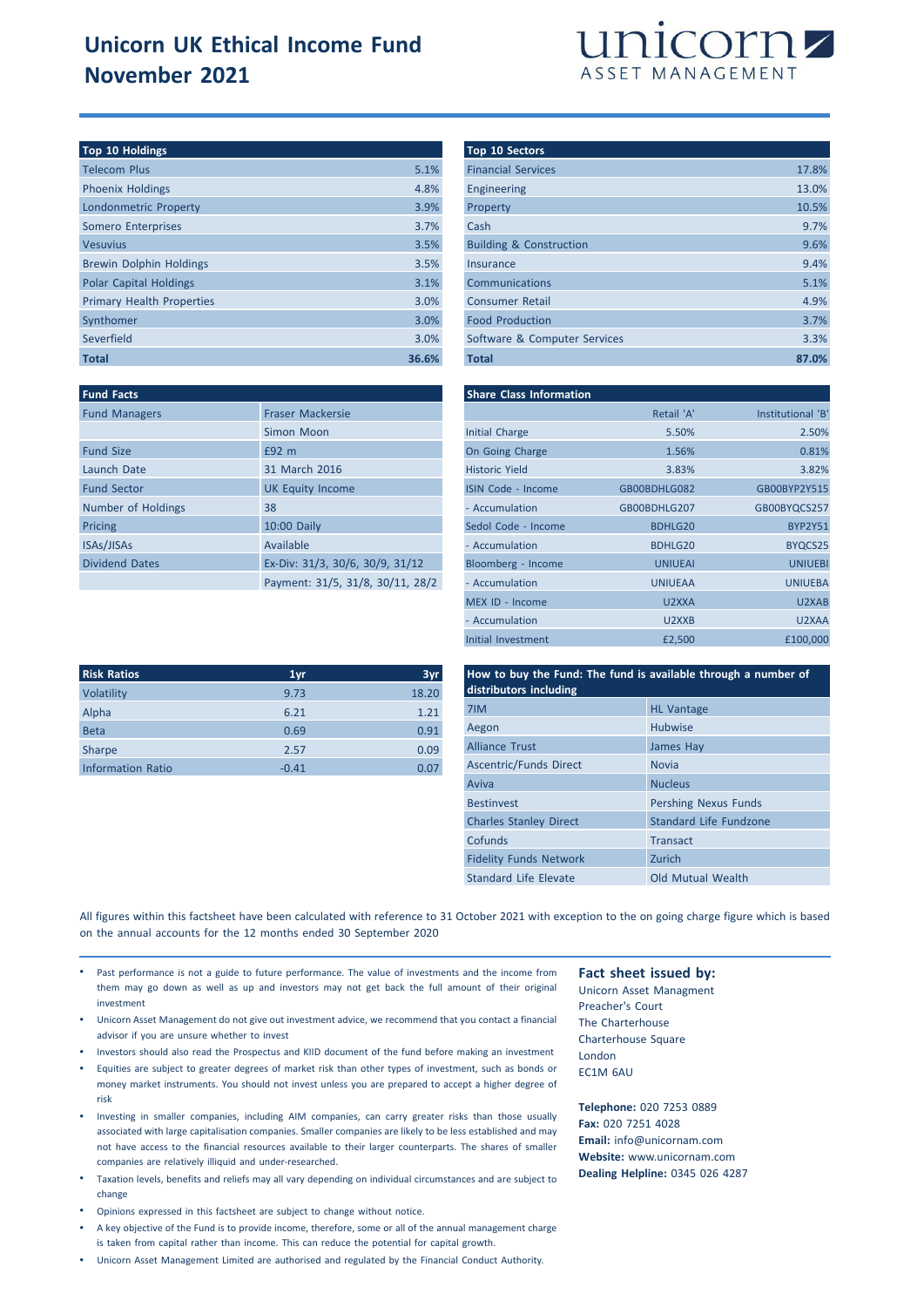# Unicorn UK Ethical Income Fund
# November 2021

unicorn ASSET MANAGEMENT

| Top 10 Holdings | |
|---|---|
| Telecom Plus | 5.1% |
| Phoenix Holdings | 4.8% |
| Londonmetric Property | 3.9% |
| Somero Enterprises | 3.7% |
| Vesuvius | 3.5% |
| Brewin Dolphin Holdings | 3.5% |
| Polar Capital Holdings | 3.1% |
| Primary Health Properties | 3.0% |
| Synthomer | 3.0% |
| Severfield | 3.0% |
| **Total** | **36.6%** |

| Top 10 Sectors | |
|---|---|
| Financial Services | 17.8% |
| Engineering | 13.0% |
| Property | 10.5% |
| Cash | 9.7% |
| Building & Construction | 9.6% |
| Insurance | 9.4% |
| Communications | 5.1% |
| Consumer Retail | 4.9% |
| Food Production | 3.7% |
| Software & Computer Services | 3.3% |
| **Total** | **87.0%** |

| Fund Facts | |
|---|---|
| Fund Managers | Fraser Mackersie |
| | Simon Moon |
| Fund Size | £92 m |
| Launch Date | 31 March 2016 |
| Fund Sector | UK Equity Income |
| Number of Holdings | 38 |
| Pricing | 10:00 Daily |
| ISAs/JISAs | Available |
| Dividend Dates | Ex-Div: 31/3, 30/6, 30/9, 31/12 |
| | Payment: 31/5, 31/8, 30/11, 28/2 |

| Share Class Information | Retail 'A' | Institutional 'B' |
|---|---|---|
| Initial Charge | 5.50% | 2.50% |
| On Going Charge | 1.56% | 0.81% |
| Historic Yield | 3.83% | 3.82% |
| ISIN Code - Income | GB00BDHLG082 | GB00BYP2Y515 |
| - Accumulation | GB00BDHLG207 | GB00BYQCS257 |
| Sedol Code - Income | BDHLG20 | BYP2Y51 |
| - Accumulation | BDHLG20 | BYQCS25 |
| Bloomberg - Income | UNIUEAI | UNIUEBI |
| - Accumulation | UNIUEAA | UNIUEBA |
| MEX ID - Income | U2XXA | U2XAB |
| - Accumulation | U2XXB | U2XAA |
| Initial Investment | £2,500 | £100,000 |

| Risk Ratios | 1yr | 3yr |
|---|---|---|
| Volatility | 9.73 | 18.20 |
| Alpha | 6.21 | 1.21 |
| Beta | 0.69 | 0.91 |
| Sharpe | 2.57 | 0.09 |
| Information Ratio | -0.41 | 0.07 |

| How to buy the Fund: The fund is available through a number of distributors including | |
|---|---|
| 7IM | HL Vantage |
| Aegon | Hubwise |
| Alliance Trust | James Hay |
| Ascentric/Funds Direct | Novia |
| Aviva | Nucleus |
| Bestinvest | Pershing Nexus Funds |
| Charles Stanley Direct | Standard Life Fundzone |
| Cofunds | Transact |
| Fidelity Funds Network | Zurich |
| Standard Life Elevate | Old Mutual Wealth |

All figures within this factsheet have been calculated with reference to 31 October 2021 with exception to the on going charge figure which is based on the annual accounts for the 12 months ended 30 September 2020

- Past performance is not a guide to future performance. The value of investments and the income from them may go down as well as up and investors may not get back the full amount of their original investment
- Unicorn Asset Management do not give out investment advice, we recommend that you contact a financial advisor if you are unsure whether to invest
- Investors should also read the Prospectus and KIID document of the fund before making an investment
- Equities are subject to greater degrees of market risk than other types of investment, such as bonds or money market instruments. You should not invest unless you are prepared to accept a higher degree of risk
- Investing in smaller companies, including AIM companies, can carry greater risks than those usually associated with large capitalisation companies. Smaller companies are likely to be less established and may not have access to the financial resources available to their larger counterparts. The shares of smaller companies are relatively illiquid and under-researched.
- Taxation levels, benefits and reliefs may all vary depending on individual circumstances and are subject to change
- Opinions expressed in this factsheet are subject to change without notice.
- A key objective of the Fund is to provide income, therefore, some or all of the annual management charge is taken from capital rather than income. This can reduce the potential for capital growth.
- Unicorn Asset Management Limited are authorised and regulated by the Financial Conduct Authority.

**Fact sheet issued by:**
Unicorn Asset Managment
Preacher's Court
The Charterhouse
Charterhouse Square
London
EC1M 6AU

**Telephone:** 020 7253 0889
**Fax:** 020 7251 4028
**Email:** info@unicornam.com
**Website:** www.unicornam.com
**Dealing Helpline:** 0345 026 4287